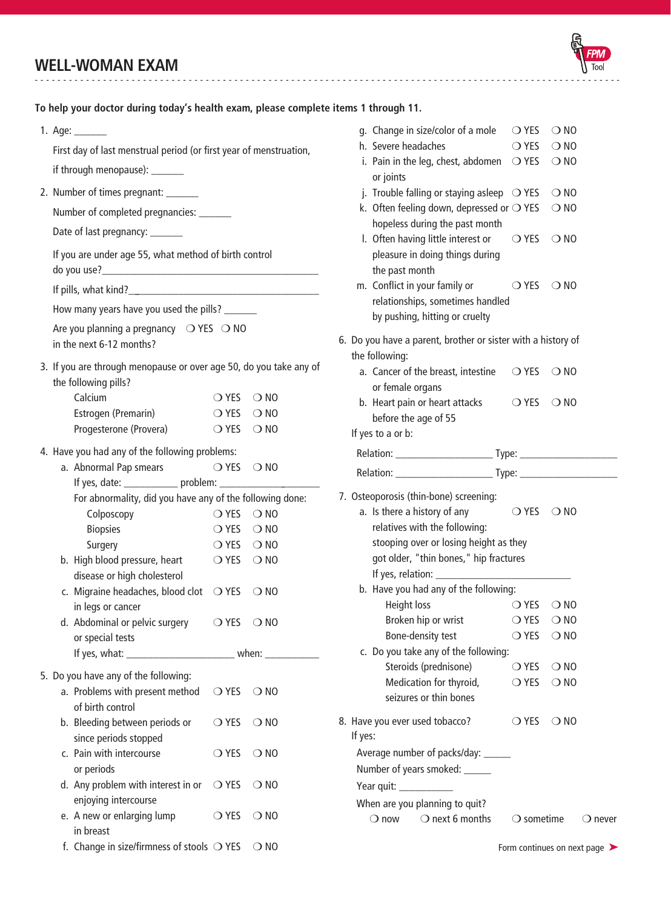# WELL-WOMAN EXAM

FPM Tool

**To help your doctor during today's health exam, please complete items 1 through 11.**

1. Age: ______

   First day of last menstrual period (or first year of menstruation, if through menopause): ______

2. Number of times pregnant: ______

   Number of completed pregnancies: ______

   Date of last pregnancy: ______

   If you are under age 55, what method of birth control do you use?________________________________________

   If pills, what kind?________________________________________

   How many years have you used the pills? ______

   Are you planning a pregnancy in the next 6-12 months? ❍ YES ❍ NO

3. If you are through menopause or over age 50, do you take any of the following pills?

   | | | |
   |---|---|---|
   | Calcium | ❍ YES | ❍ NO |
   | Estrogen (Premarin) | ❍ YES | ❍ NO |
   | Progesterone (Provera) | ❍ YES | ❍ NO |

4. Have you had any of the following problems:

   a. Abnormal Pap smears ❍ YES ❍ NO

      If yes, date: __________ problem: ______________

      For abnormality, did you have any of the following done:

      | | | |
      |---|---|---|
      | Colposcopy | ❍ YES | ❍ NO |
      | Biopsies | ❍ YES | ❍ NO |
      | Surgery | ❍ YES | ❍ NO |

   b. High blood pressure, heart disease or high cholesterol ❍ YES ❍ NO

   c. Migraine headaches, blood clot in legs or cancer ❍ YES ❍ NO

   d. Abdominal or pelvic surgery or special tests ❍ YES ❍ NO

      If yes, what: ____________________ when: __________

5. Do you have any of the following:

   a. Problems with present method of birth control ❍ YES ❍ NO

   b. Bleeding between periods or since periods stopped ❍ YES ❍ NO

   c. Pain with intercourse or periods ❍ YES ❍ NO

   d. Any problem with interest in or enjoying intercourse ❍ YES ❍ NO

   e. A new or enlarging lump in breast ❍ YES ❍ NO

   f. Change in size/firmness of stools ❍ YES ❍ NO

   g. Change in size/color of a mole ❍ YES ❍ NO

   h. Severe headaches ❍ YES ❍ NO

   i. Pain in the leg, chest, abdomen or joints ❍ YES ❍ NO

   j. Trouble falling or staying asleep ❍ YES ❍ NO

   k. Often feeling down, depressed or hopeless during the past month ❍ YES ❍ NO

   l. Often having little interest or pleasure in doing things during the past month ❍ YES ❍ NO

   m. Conflict in your family or relationships, sometimes handled by pushing, hitting or cruelty ❍ YES ❍ NO

6. Do you have a parent, brother or sister with a history of the following:

   a. Cancer of the breast, intestine or female organs ❍ YES ❍ NO

   b. Heart pain or heart attacks before the age of 55 ❍ YES ❍ NO

   If yes to a or b:

   Relation: __________________ Type: __________________

   Relation: __________________ Type: __________________

7. Osteoporosis (thin-bone) screening:

   a. Is there a history of any relatives with the following: stooping over or losing height as they got older, "thin bones," hip fractures ❍ YES ❍ NO

      If yes, relation: __________________________

   b. Have you had any of the following:

      | | | |
      |---|---|---|
      | Height loss | ❍ YES | ❍ NO |
      | Broken hip or wrist | ❍ YES | ❍ NO |
      | Bone-density test | ❍ YES | ❍ NO |

   c. Do you take any of the following:

      | | | |
      |---|---|---|
      | Steroids (prednisone) | ❍ YES | ❍ NO |
      | Medication for thyroid, seizures or thin bones | ❍ YES | ❍ NO |

8. Have you ever used tobacco? ❍ YES ❍ NO

   If yes:

   Average number of packs/day: _____

   Number of years smoked: _____

   Year quit: __________

   When are you planning to quit?

   ❍ now ❍ next 6 months ❍ sometime ❍ never

Form continues on next page ➤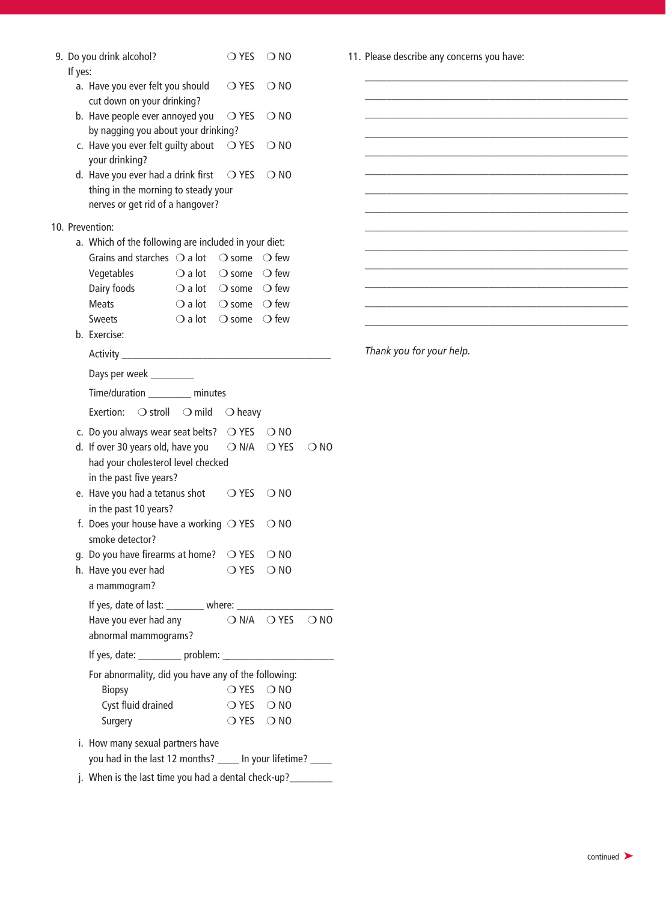9. Do you drink alcohol? ❍ YES ❍ NO

   If yes:

   a. Have you ever felt you should cut down on your drinking? ❍ YES ❍ NO
   b. Have people ever annoyed you by nagging you about your drinking? ❍ YES ❍ NO
   c. Have you ever felt guilty about your drinking? ❍ YES ❍ NO
   d. Have you ever had a drink first thing in the morning to steady your nerves or get rid of a hangover? ❍ YES ❍ NO

10. Prevention:

    a. Which of the following are included in your diet:

    | | | | |
    |---|---|---|---|
    | Grains and starches | ❍ a lot | ❍ some | ❍ few |
    | Vegetables | ❍ a lot | ❍ some | ❍ few |
    | Dairy foods | ❍ a lot | ❍ some | ❍ few |
    | Meats | ❍ a lot | ❍ some | ❍ few |
    | Sweets | ❍ a lot | ❍ some | ❍ few |

    b. Exercise:

       Activity ______________________________________

       Days per week ________

       Time/duration ________ minutes

       Exertion: ❍ stroll ❍ mild ❍ heavy

    c. Do you always wear seat belts? ❍ YES ❍ NO
    d. If over 30 years old, have you had your cholesterol level checked in the past five years? ❍ N/A ❍ YES ❍ NO
    e. Have you had a tetanus shot in the past 10 years? ❍ YES ❍ NO
    f. Does your house have a working smoke detector? ❍ YES ❍ NO
    g. Do you have firearms at home? ❍ YES ❍ NO
    h. Have you ever had a mammogram? ❍ YES ❍ NO

       If yes, date of last: _______ where: ___________________

       Have you ever had any abnormal mammograms? ❍ N/A ❍ YES ❍ NO

       If yes, date: ________ problem: _____________________

       For abnormality, did you have any of the following:

       Biopsy ❍ YES ❍ NO

       Cyst fluid drained ❍ YES ❍ NO

       Surgery ❍ YES ❍ NO

    i. How many sexual partners have you had in the last 12 months? ____ In your lifetime? ____
    j. When is the last time you had a dental check-up?________

11. Please describe any concerns you have:

    ______________________________________________________

    ______________________________________________________

    ______________________________________________________

    ______________________________________________________

    ______________________________________________________

    ______________________________________________________

    ______________________________________________________

    ______________________________________________________

    ______________________________________________________

    ______________________________________________________

    ______________________________________________________

    ______________________________________________________

    ______________________________________________________

    ______________________________________________________

*Thank you for your help.*

continued ➤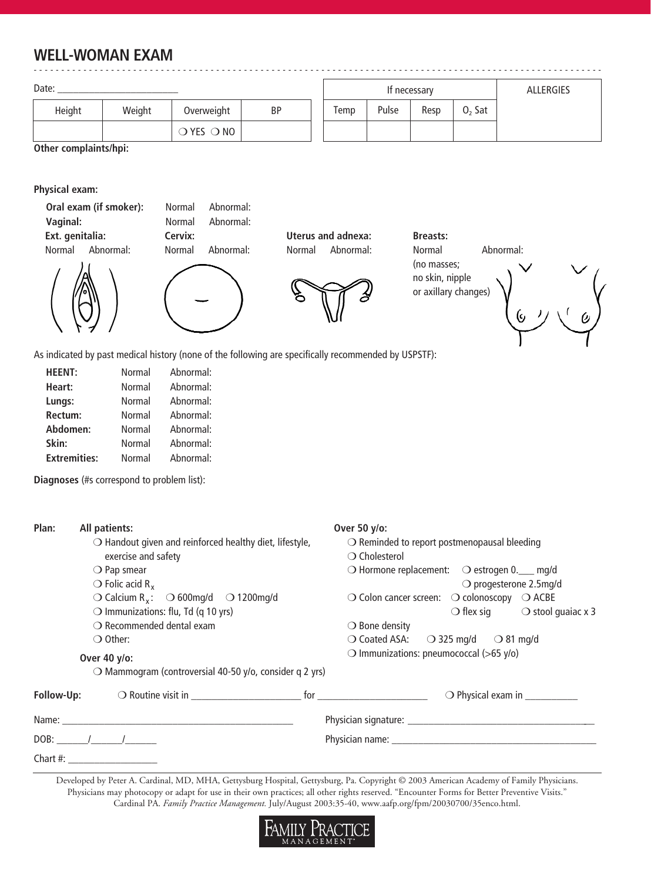## WELL-WOMAN EXAM

Date: ______________________

| Height | Weight | Overweight | BP |
|---|---|---|---|
| | | ❍ YES ❍ NO | |

| If necessary | | | | ALLERGIES |
|---|---|---|---|---|
| Temp | Pulse | Resp | $O_2$ Sat | |
| | | | | |

**Other complaints/hpi:**

**Physical exam:**

**Oral exam (if smoker):** Normal Abnormal:

**Vaginal:** Normal Abnormal:

**Ext. genitalia:** Normal Abnormal:

**Cervix:** Normal Abnormal:

**Uterus and adnexa:** Normal Abnormal:

**Breasts:** Normal Abnormal: (no masses; no skin, nipple or axillary changes)

As indicated by past medical history (none of the following are specifically recommended by USPSTF):

| | | |
|---|---|---|
| **HEENT:** | Normal | Abnormal: |
| **Heart:** | Normal | Abnormal: |
| **Lungs:** | Normal | Abnormal: |
| **Rectum:** | Normal | Abnormal: |
| **Abdomen:** | Normal | Abnormal: |
| **Skin:** | Normal | Abnormal: |
| **Extremities:** | Normal | Abnormal: |

**Diagnoses** (#s correspond to problem list):

**Plan:**

**All patients:**

- ❍ Handout given and reinforced healthy diet, lifestyle, exercise and safety
- ❍ Pap smear
- ❍ Folic acid $R_x$
- ❍ Calcium $R_x$: ❍ 600mg/d ❍ 1200mg/d
- ❍ Immunizations: flu, Td (q 10 yrs)
- ❍ Recommended dental exam
- ❍ Other:

**Over 40 y/o:**

- ❍ Mammogram (controversial 40-50 y/o, consider q 2 yrs)

**Over 50 y/o:**

- ❍ Reminded to report postmenopausal bleeding
- ❍ Cholesterol
- ❍ Hormone replacement: ❍ estrogen 0.___ mg/d ❍ progesterone 2.5mg/d
- ❍ Colon cancer screen: ❍ colonoscopy ❍ ACBE ❍ flex sig ❍ stool guaiac x 3
- ❍ Bone density
- ❍ Coated ASA: ❍ 325 mg/d ❍ 81 mg/d
- ❍ Immunizations: pneumococcal (>65 y/o)

**Follow-Up:** ❍ Routine visit in ____________________ for ____________________ ❍ Physical exam in __________

Name: ____________________________________________

DOB: ______/______/______

Chart #: _________________

Physician signature: ____________________________________

Physician name: ______________________________________

Developed by Peter A. Cardinal, MD, MHA, Gettysburg Hospital, Gettysburg, Pa. Copyright © 2003 American Academy of Family Physicians. Physicians may photocopy or adapt for use in their own practices; all other rights reserved. "Encounter Forms for Better Preventive Visits." Cardinal PA. *Family Practice Management.* July/August 2003:35-40, www.aafp.org/fpm/20030700/35enco.html.

FAMILY PRACTICE MANAGEMENT